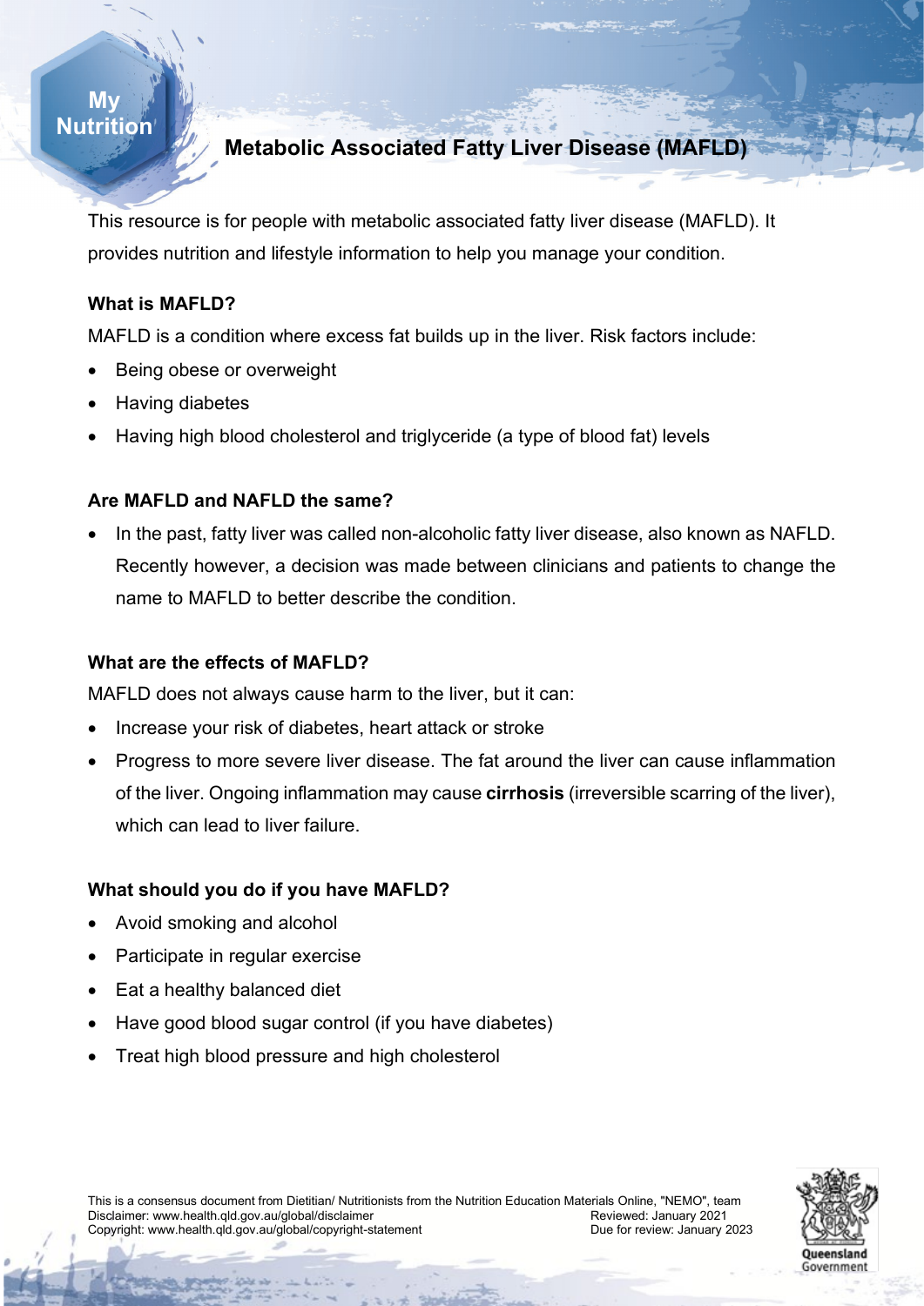My Nutrition

# Metabolic Associated Fatty Liver Disease (MAFLD)

This resource is for people with metabolic associated fatty liver disease (MAFLD). It provides nutrition and lifestyle information to help you manage your condition.

### What is MAFLD?

MAFLD is a condition where excess fat builds up in the liver. Risk factors include:

- Being obese or overweight
- Having diabetes
- Having high blood cholesterol and triglyceride (a type of blood fat) levels

### Are MAFLD and NAFLD the same?

- In the past, fatty liver was called non-alcoholic fatty liver disease, also known as NAFLD. Recently however, a decision was made between clinicians and patients to change the name to MAFLD to better describe the condition.

### What are the effects of MAFLD?

MAFLD does not always cause harm to the liver, but it can:

- Increase your risk of diabetes, heart attack or stroke
- Progress to more severe liver disease. The fat around the liver can cause inflammation of the liver. Ongoing inflammation may cause **cirrhosis** (irreversible scarring of the liver), which can lead to liver failure.

### What should you do if you have MAFLD?

- Avoid smoking and alcohol
- Participate in regular exercise
- Eat a healthy balanced diet
- Have good blood sugar control (if you have diabetes)
- Treat high blood pressure and high cholesterol

This is a consensus document from Dietitian/ Nutritionists from the Nutrition Education Materials Online, "NEMO", team
Disclaimer: www.health.qld.gov.au/global/disclaimer
Copyright: www.health.qld.gov.au/global/copyright-statement
Reviewed: January 2021
Due for review: January 2023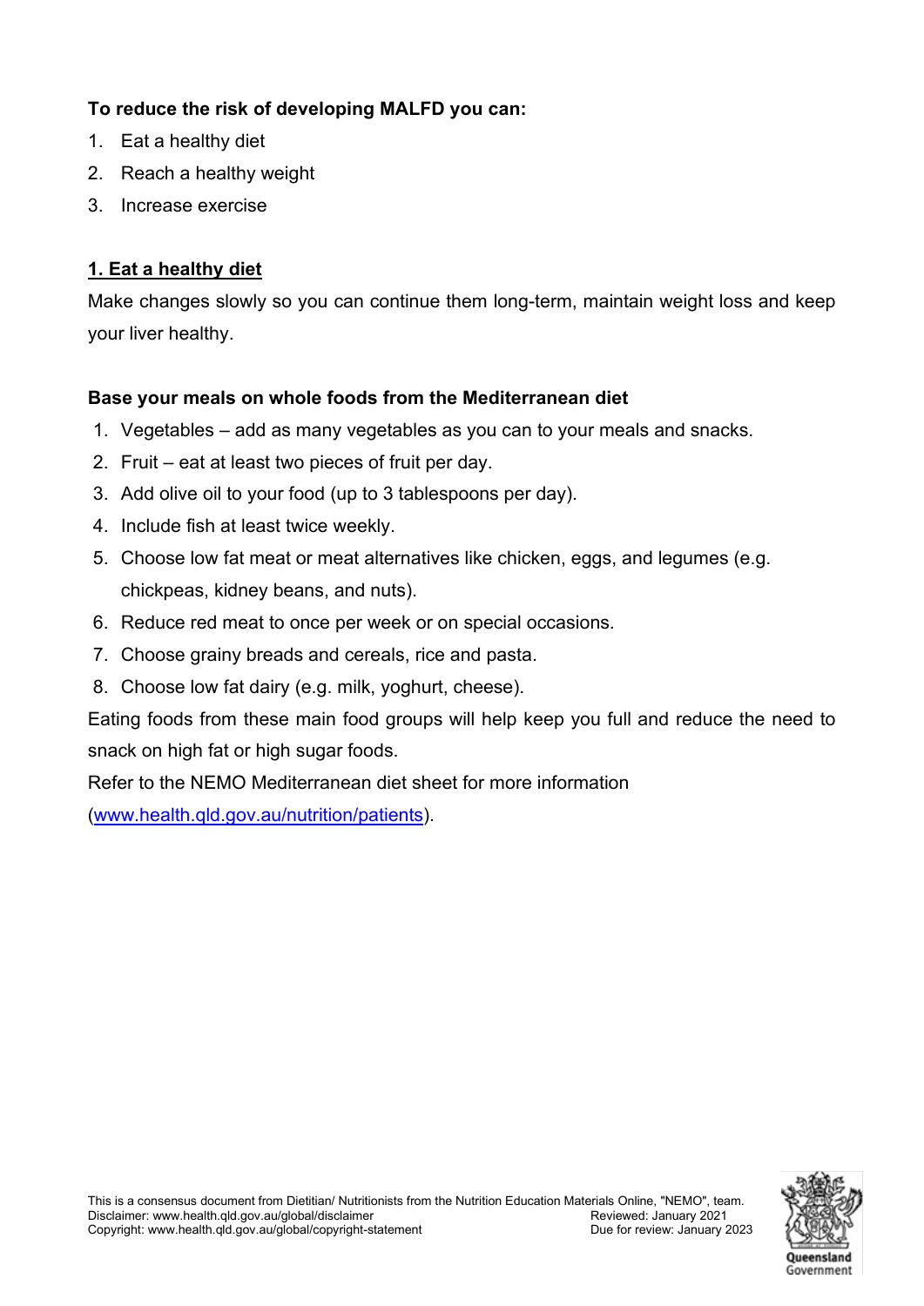**To reduce the risk of developing MALFD you can:**

1. Eat a healthy diet
2. Reach a healthy weight
3. Increase exercise

## 1. Eat a healthy diet

Make changes slowly so you can continue them long-term, maintain weight loss and keep your liver healthy.

**Base your meals on whole foods from the Mediterranean diet**

1. Vegetables – add as many vegetables as you can to your meals and snacks.
2. Fruit – eat at least two pieces of fruit per day.
3. Add olive oil to your food (up to 3 tablespoons per day).
4. Include fish at least twice weekly.
5. Choose low fat meat or meat alternatives like chicken, eggs, and legumes (e.g. chickpeas, kidney beans, and nuts).
6. Reduce red meat to once per week or on special occasions.
7. Choose grainy breads and cereals, rice and pasta.
8. Choose low fat dairy (e.g. milk, yoghurt, cheese).

Eating foods from these main food groups will help keep you full and reduce the need to snack on high fat or high sugar foods.

Refer to the NEMO Mediterranean diet sheet for more information (www.health.qld.gov.au/nutrition/patients).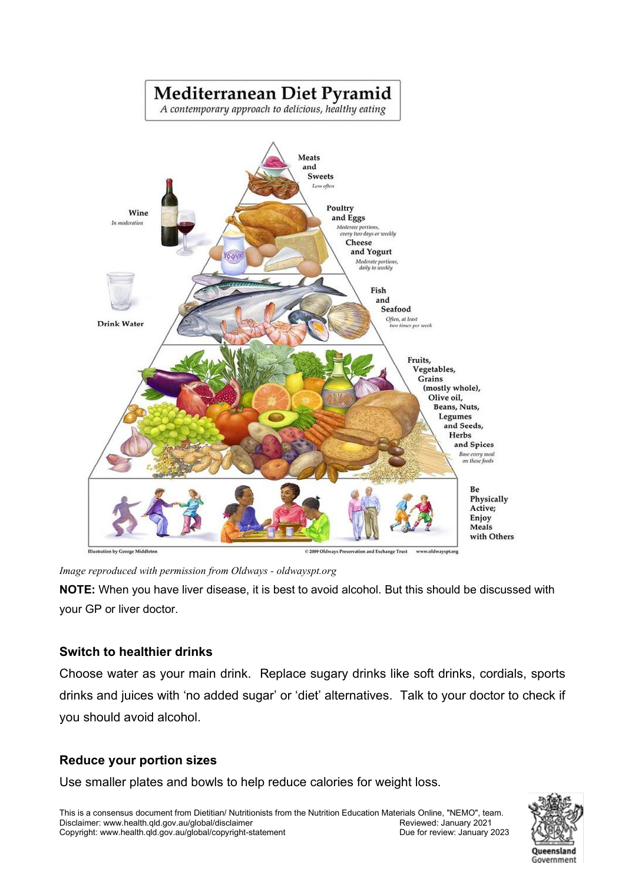# Mediterranean Diet Pyramid

*A contemporary approach to delicious, healthy eating*

**Meats and Sweets** — *Less often*

**Poultry and Eggs** — *Moderate portions, every two days or weekly*

**Cheese and Yogurt** — *Moderate portions, daily to weekly*

**Fish and Seafood** — *Often, at least two times per week*

**Fruits, Vegetables, Grains (mostly whole), Olive oil, Beans, Nuts, Legumes and Seeds, Herbs and Spices** — *Base every meal on these foods*

**Be Physically Active; Enjoy Meals with Others**

**Wine** — *In moderation*

**Drink Water**

Illustration by George Middleton

© 2009 Oldways Preservation and Exchange Trust www.oldwayspt.org

*Image reproduced with permission from Oldways - oldwayspt.org*

**NOTE:** When you have liver disease, it is best to avoid alcohol. But this should be discussed with your GP or liver doctor.

### Switch to healthier drinks

Choose water as your main drink. Replace sugary drinks like soft drinks, cordials, sports drinks and juices with 'no added sugar' or 'diet' alternatives. Talk to your doctor to check if you should avoid alcohol.

### Reduce your portion sizes

Use smaller plates and bowls to help reduce calories for weight loss.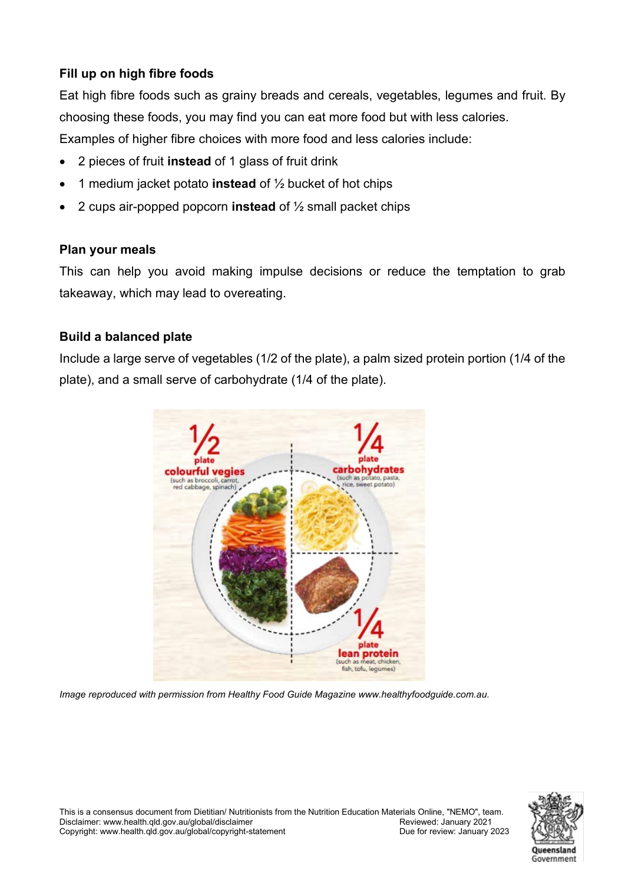**Fill up on high fibre foods**

Eat high fibre foods such as grainy breads and cereals, vegetables, legumes and fruit. By choosing these foods, you may find you can eat more food but with less calories.

Examples of higher fibre choices with more food and less calories include:

- 2 pieces of fruit **instead** of 1 glass of fruit drink
- 1 medium jacket potato **instead** of ½ bucket of hot chips
- 2 cups air-popped popcorn **instead** of ½ small packet chips

**Plan your meals**

This can help you avoid making impulse decisions or reduce the temptation to grab takeaway, which may lead to overeating.

**Build a balanced plate**

Include a large serve of vegetables (1/2 of the plate), a palm sized protein portion (1/4 of the plate), and a small serve of carbohydrate (1/4 of the plate).

*Image reproduced with permission from Healthy Food Guide Magazine www.healthyfoodguide.com.au.*

This is a consensus document from Dietitian/ Nutritionists from the Nutrition Education Materials Online, "NEMO", team.
Disclaimer: www.health.qld.gov.au/global/disclaimer
Copyright: www.health.qld.gov.au/global/copyright-statement
Reviewed: January 2021
Due for review: January 2023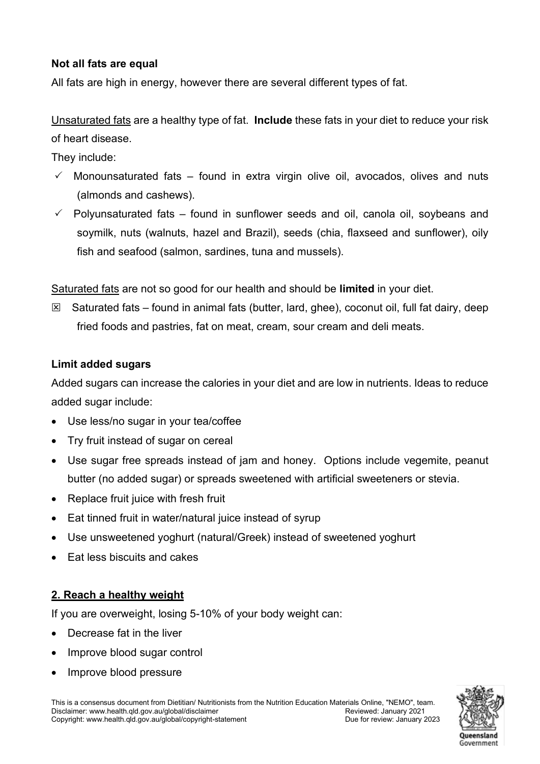**Not all fats are equal**

All fats are high in energy, however there are several different types of fat.

Unsaturated fats are a healthy type of fat. **Include** these fats in your diet to reduce your risk of heart disease.

They include:

- ✓ Monounsaturated fats – found in extra virgin olive oil, avocados, olives and nuts (almonds and cashews).
- ✓ Polyunsaturated fats – found in sunflower seeds and oil, canola oil, soybeans and soymilk, nuts (walnuts, hazel and Brazil), seeds (chia, flaxseed and sunflower), oily fish and seafood (salmon, sardines, tuna and mussels).

Saturated fats are not so good for our health and should be **limited** in your diet.

- ☒ Saturated fats – found in animal fats (butter, lard, ghee), coconut oil, full fat dairy, deep fried foods and pastries, fat on meat, cream, sour cream and deli meats.

**Limit added sugars**

Added sugars can increase the calories in your diet and are low in nutrients. Ideas to reduce added sugar include:

- Use less/no sugar in your tea/coffee
- Try fruit instead of sugar on cereal
- Use sugar free spreads instead of jam and honey. Options include vegemite, peanut butter (no added sugar) or spreads sweetened with artificial sweeteners or stevia.
- Replace fruit juice with fresh fruit
- Eat tinned fruit in water/natural juice instead of syrup
- Use unsweetened yoghurt (natural/Greek) instead of sweetened yoghurt
- Eat less biscuits and cakes

## 2. Reach a healthy weight

If you are overweight, losing 5-10% of your body weight can:

- Decrease fat in the liver
- Improve blood sugar control
- Improve blood pressure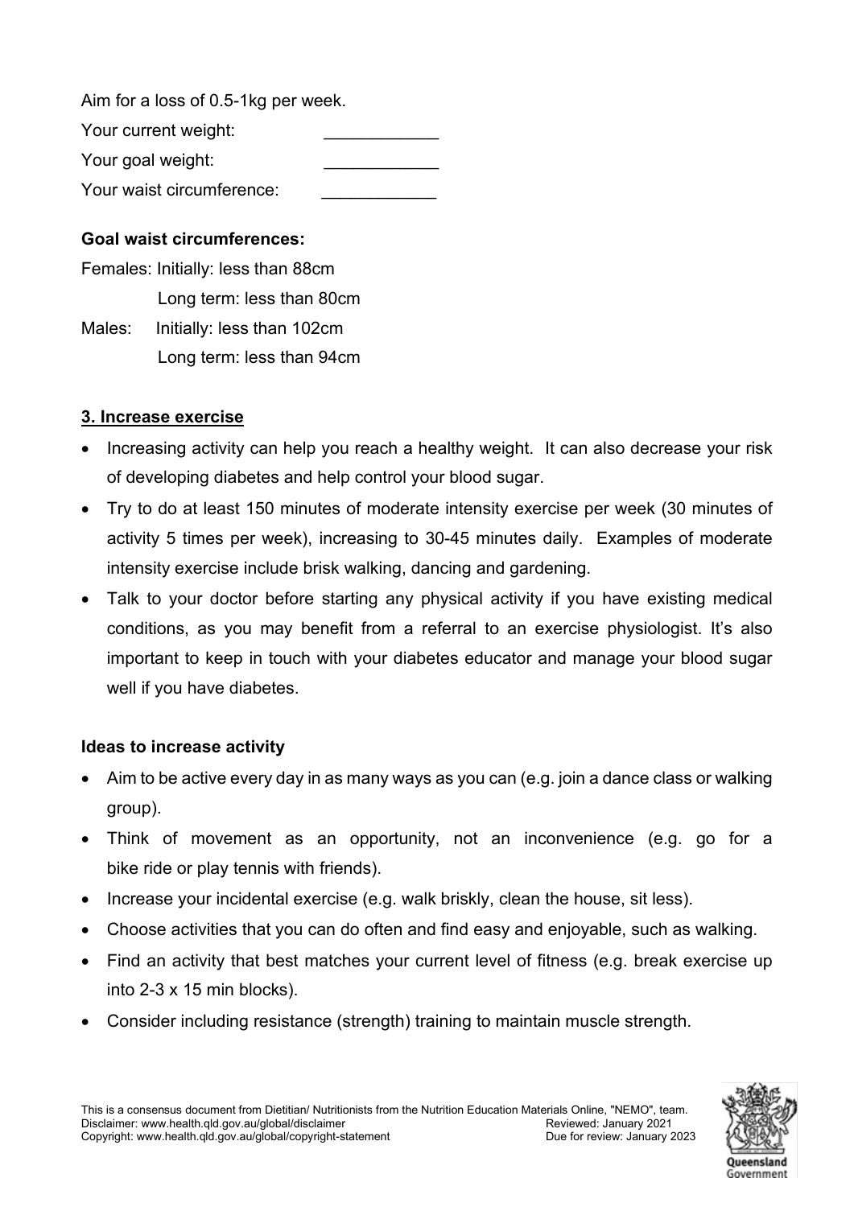Aim for a loss of 0.5-1kg per week.

Your current weight: ____________

Your goal weight: ____________

Your waist circumference: ____________

**Goal waist circumferences:**

Females: Initially: less than 88cm
Long term: less than 80cm

Males: Initially: less than 102cm
Long term: less than 94cm

## 3. Increase exercise

- Increasing activity can help you reach a healthy weight. It can also decrease your risk of developing diabetes and help control your blood sugar.
- Try to do at least 150 minutes of moderate intensity exercise per week (30 minutes of activity 5 times per week), increasing to 30-45 minutes daily. Examples of moderate intensity exercise include brisk walking, dancing and gardening.
- Talk to your doctor before starting any physical activity if you have existing medical conditions, as you may benefit from a referral to an exercise physiologist. It's also important to keep in touch with your diabetes educator and manage your blood sugar well if you have diabetes.

**Ideas to increase activity**

- Aim to be active every day in as many ways as you can (e.g. join a dance class or walking group).
- Think of movement as an opportunity, not an inconvenience (e.g. go for a bike ride or play tennis with friends).
- Increase your incidental exercise (e.g. walk briskly, clean the house, sit less).
- Choose activities that you can do often and find easy and enjoyable, such as walking.
- Find an activity that best matches your current level of fitness (e.g. break exercise up into 2-3 x 15 min blocks).
- Consider including resistance (strength) training to maintain muscle strength.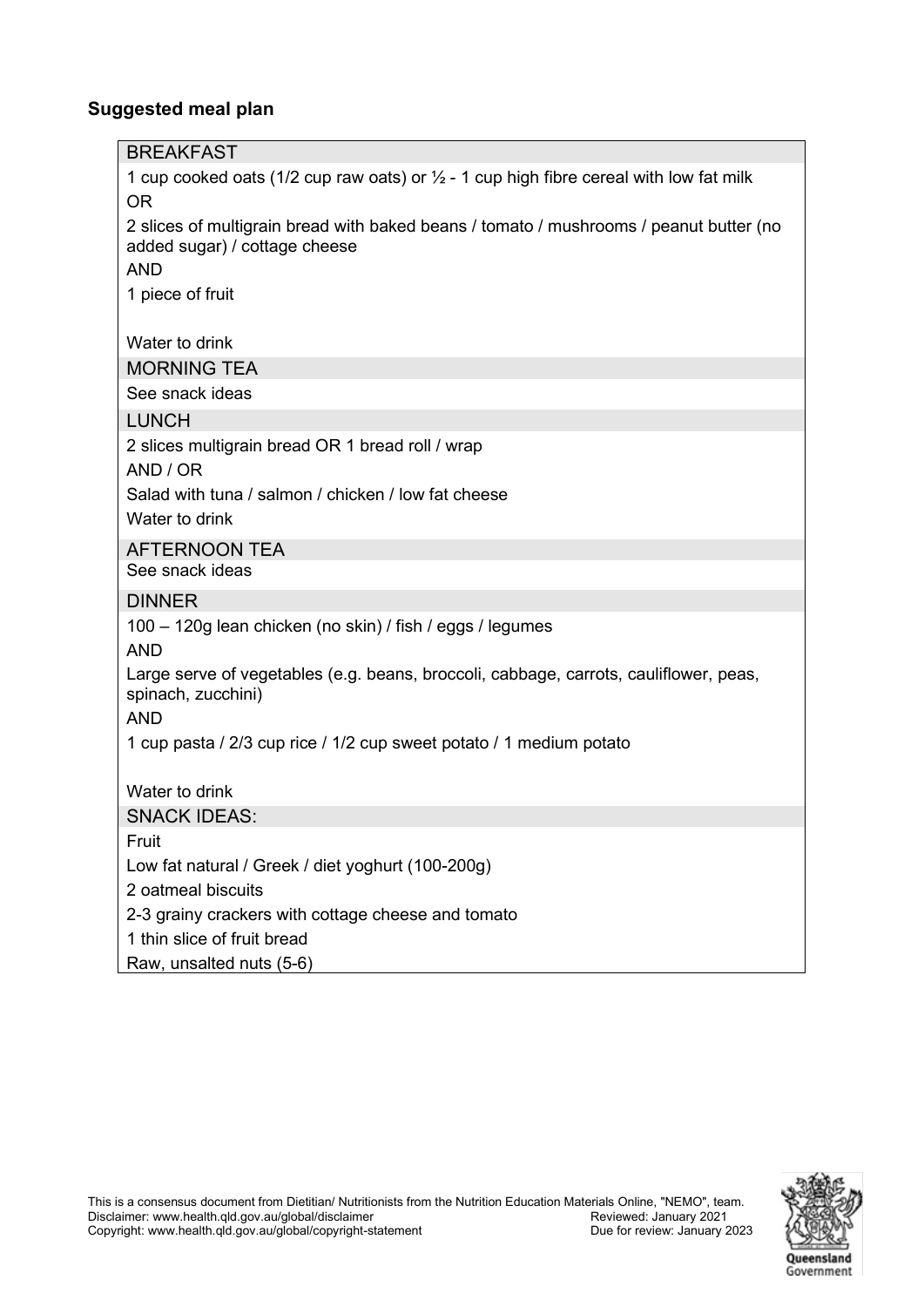### Suggested meal plan

| |
|---|
| **BREAKFAST** |
| 1 cup cooked oats (1/2 cup raw oats) or ½ - 1 cup high fibre cereal with low fat milk |
| OR |
| 2 slices of multigrain bread with baked beans / tomato / mushrooms / peanut butter (no added sugar) / cottage cheese |
| AND |
| 1 piece of fruit |
| Water to drink |
| **MORNING TEA** |
| See snack ideas |
| **LUNCH** |
| 2 slices multigrain bread OR 1 bread roll / wrap |
| AND / OR |
| Salad with tuna / salmon / chicken / low fat cheese |
| Water to drink |
| **AFTERNOON TEA** |
| See snack ideas |
| **DINNER** |
| 100 – 120g lean chicken (no skin) / fish / eggs / legumes |
| AND |
| Large serve of vegetables (e.g. beans, broccoli, cabbage, carrots, cauliflower, peas, spinach, zucchini) |
| AND |
| 1 cup pasta / 2/3 cup rice / 1/2 cup sweet potato / 1 medium potato |
| Water to drink |
| **SNACK IDEAS:** |
| Fruit |
| Low fat natural / Greek / diet yoghurt (100-200g) |
| 2 oatmeal biscuits |
| 2-3 grainy crackers with cottage cheese and tomato |
| 1 thin slice of fruit bread |
| Raw, unsalted nuts (5-6) |

This is a consensus document from Dietitian/ Nutritionists from the Nutrition Education Materials Online, "NEMO", team.
Disclaimer: www.health.qld.gov.au/global/disclaimer
Copyright: www.health.qld.gov.au/global/copyright-statement
Reviewed: January 2021
Due for review: January 2023